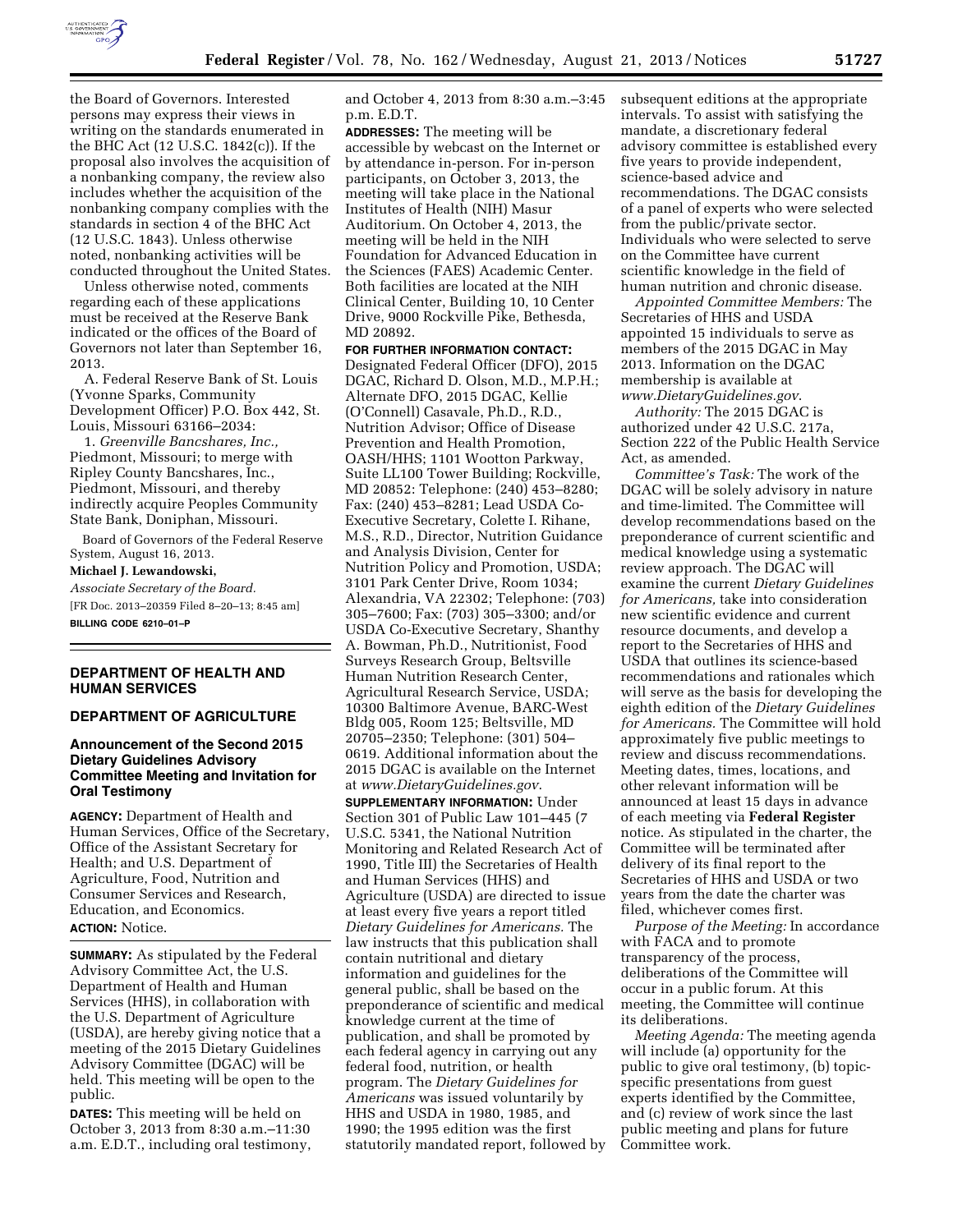the Board of Governors. Interested persons may express their views in writing on the standards enumerated in the BHC Act (12 U.S.C. 1842(c)). If the proposal also involves the acquisition of a nonbanking company, the review also includes whether the acquisition of the nonbanking company complies with the standards in section 4 of the BHC Act (12 U.S.C. 1843). Unless otherwise noted, nonbanking activities will be conducted throughout the United States.

Unless otherwise noted, comments regarding each of these applications must be received at the Reserve Bank indicated or the offices of the Board of Governors not later than September 16, 2013.

A. Federal Reserve Bank of St. Louis (Yvonne Sparks, Community Development Officer) P.O. Box 442, St. Louis, Missouri 63166–2034:

1. *Greenville Bancshares, Inc.,* Piedmont, Missouri; to merge with Ripley County Bancshares, Inc., Piedmont, Missouri, and thereby indirectly acquire Peoples Community State Bank, Doniphan, Missouri.

Board of Governors of the Federal Reserve System, August 16, 2013.

**Michael J. Lewandowski,**

*Associate Secretary of the Board.*

[FR Doc. 2013–20359 Filed 8–20–13; 8:45 am]

**BILLING CODE 6210–01–P**

---

## DEPARTMENT OF HEALTH AND HUMAN SERVICES

## DEPARTMENT OF AGRICULTURE

### Announcement of the Second 2015 Dietary Guidelines Advisory Committee Meeting and Invitation for Oral Testimony

**AGENCY:** Department of Health and Human Services, Office of the Secretary, Office of the Assistant Secretary for Health; and U.S. Department of Agriculture, Food, Nutrition and Consumer Services and Research, Education, and Economics.

**ACTION:** Notice.

**SUMMARY:** As stipulated by the Federal Advisory Committee Act, the U.S. Department of Health and Human Services (HHS), in collaboration with the U.S. Department of Agriculture (USDA), are hereby giving notice that a meeting of the 2015 Dietary Guidelines Advisory Committee (DGAC) will be held. This meeting will be open to the public.

**DATES:** This meeting will be held on October 3, 2013 from 8:30 a.m.–11:30 a.m. E.D.T., including oral testimony, and October 4, 2013 from 8:30 a.m.–3:45 p.m. E.D.T.

**ADDRESSES:** The meeting will be accessible by webcast on the Internet or by attendance in-person. For in-person participants, on October 3, 2013, the meeting will take place in the National Institutes of Health (NIH) Masur Auditorium. On October 4, 2013, the meeting will be held in the NIH Foundation for Advanced Education in the Sciences (FAES) Academic Center. Both facilities are located at the NIH Clinical Center, Building 10, 10 Center Drive, 9000 Rockville Pike, Bethesda, MD 20892.

**FOR FURTHER INFORMATION CONTACT:** Designated Federal Officer (DFO), 2015 DGAC, Richard D. Olson, M.D., M.P.H.; Alternate DFO, 2015 DGAC, Kellie (O'Connell) Casavale, Ph.D., R.D., Nutrition Advisor; Office of Disease Prevention and Health Promotion, OASH/HHS; 1101 Wootton Parkway, Suite LL100 Tower Building; Rockville, MD 20852: Telephone: (240) 453–8280; Fax: (240) 453–8281; Lead USDA Co-Executive Secretary, Colette I. Rihane, M.S., R.D., Director, Nutrition Guidance and Analysis Division, Center for Nutrition Policy and Promotion, USDA; 3101 Park Center Drive, Room 1034; Alexandria, VA 22302; Telephone: (703) 305–7600; Fax: (703) 305–3300; and/or USDA Co-Executive Secretary, Shanthy A. Bowman, Ph.D., Nutritionist, Food Surveys Research Group, Beltsville Human Nutrition Research Center, Agricultural Research Service, USDA; 10300 Baltimore Avenue, BARC-West Bldg 005, Room 125; Beltsville, MD 20705–2350; Telephone: (301) 504–0619. Additional information about the 2015 DGAC is available on the Internet at *www.DietaryGuidelines.gov*.

**SUPPLEMENTARY INFORMATION:** Under Section 301 of Public Law 101–445 (7 U.S.C. 5341, the National Nutrition Monitoring and Related Research Act of 1990, Title III) the Secretaries of Health and Human Services (HHS) and Agriculture (USDA) are directed to issue at least every five years a report titled *Dietary Guidelines for Americans.* The law instructs that this publication shall contain nutritional and dietary information and guidelines for the general public, shall be based on the preponderance of scientific and medical knowledge current at the time of publication, and shall be promoted by each federal agency in carrying out any federal food, nutrition, or health program. The *Dietary Guidelines for Americans* was issued voluntarily by HHS and USDA in 1980, 1985, and 1990; the 1995 edition was the first statutorily mandated report, followed by subsequent editions at the appropriate intervals. To assist with satisfying the mandate, a discretionary federal advisory committee is established every five years to provide independent, science-based advice and recommendations. The DGAC consists of a panel of experts who were selected from the public/private sector. Individuals who were selected to serve on the Committee have current scientific knowledge in the field of human nutrition and chronic disease.

*Appointed Committee Members:* The Secretaries of HHS and USDA appointed 15 individuals to serve as members of the 2015 DGAC in May 2013. Information on the DGAC membership is available at *www.DietaryGuidelines.gov*.

*Authority:* The 2015 DGAC is authorized under 42 U.S.C. 217a, Section 222 of the Public Health Service Act, as amended.

*Committee's Task:* The work of the DGAC will be solely advisory in nature and time-limited. The Committee will develop recommendations based on the preponderance of current scientific and medical knowledge using a systematic review approach. The DGAC will examine the current *Dietary Guidelines for Americans,* take into consideration new scientific evidence and current resource documents, and develop a report to the Secretaries of HHS and USDA that outlines its science-based recommendations and rationales which will serve as the basis for developing the eighth edition of the *Dietary Guidelines for Americans.* The Committee will hold approximately five public meetings to review and discuss recommendations. Meeting dates, times, locations, and other relevant information will be announced at least 15 days in advance of each meeting via **Federal Register** notice. As stipulated in the charter, the Committee will be terminated after delivery of its final report to the Secretaries of HHS and USDA or two years from the date the charter was filed, whichever comes first.

*Purpose of the Meeting:* In accordance with FACA and to promote transparency of the process, deliberations of the Committee will occur in a public forum. At this meeting, the Committee will continue its deliberations.

*Meeting Agenda:* The meeting agenda will include (a) opportunity for the public to give oral testimony, (b) topic-specific presentations from guest experts identified by the Committee, and (c) review of work since the last public meeting and plans for future Committee work.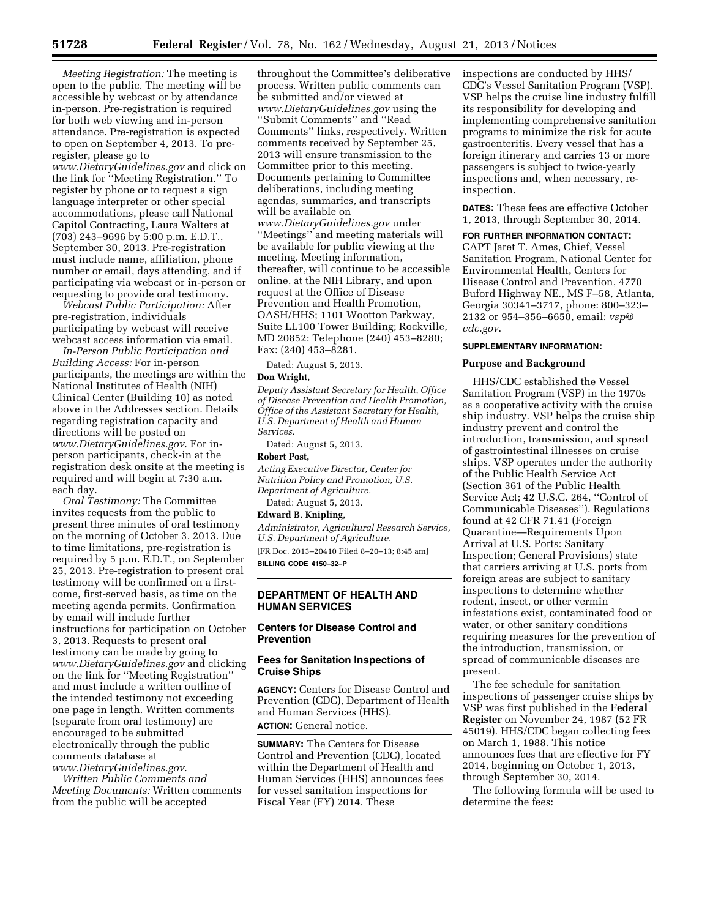*Meeting Registration:* The meeting is open to the public. The meeting will be accessible by webcast or by attendance in-person. Pre-registration is required for both web viewing and in-person attendance. Pre-registration is expected to open on September 4, 2013. To pre-register, please go to *www.DietaryGuidelines.gov* and click on the link for ''Meeting Registration.'' To register by phone or to request a sign language interpreter or other special accommodations, please call National Capitol Contracting, Laura Walters at (703) 243–9696 by 5:00 p.m. E.D.T., September 30, 2013. Pre-registration must include name, affiliation, phone number or email, days attending, and if participating via webcast or in-person or requesting to provide oral testimony.

*Webcast Public Participation:* After pre-registration, individuals participating by webcast will receive webcast access information via email.

*In-Person Public Participation and Building Access:* For in-person participants, the meetings are within the National Institutes of Health (NIH) Clinical Center (Building 10) as noted above in the Addresses section. Details regarding registration capacity and directions will be posted on *www.DietaryGuidelines.gov*. For in-person participants, check-in at the registration desk onsite at the meeting is required and will begin at 7:30 a.m. each day.

*Oral Testimony:* The Committee invites requests from the public to present three minutes of oral testimony on the morning of October 3, 2013. Due to time limitations, pre-registration is required by 5 p.m. E.D.T., on September 25, 2013. Pre-registration to present oral testimony will be confirmed on a first-come, first-served basis, as time on the meeting agenda permits. Confirmation by email will include further instructions for participation on October 3, 2013. Requests to present oral testimony can be made by going to *www.DietaryGuidelines.gov* and clicking on the link for ''Meeting Registration'' and must include a written outline of the intended testimony not exceeding one page in length. Written comments (separate from oral testimony) are encouraged to be submitted electronically through the public comments database at *www.DietaryGuidelines.gov*.

*Written Public Comments and Meeting Documents:* Written comments from the public will be accepted throughout the Committee's deliberative process. Written public comments can be submitted and/or viewed at *www.DietaryGuidelines.gov* using the ''Submit Comments'' and ''Read Comments'' links, respectively. Written comments received by September 25, 2013 will ensure transmission to the Committee prior to this meeting. Documents pertaining to Committee deliberations, including meeting agendas, summaries, and transcripts will be available on *www.DietaryGuidelines.gov* under ''Meetings'' and meeting materials will be available for public viewing at the meeting. Meeting information, thereafter, will continue to be accessible online, at the NIH Library, and upon request at the Office of Disease Prevention and Health Promotion, OASH/HHS; 1101 Wootton Parkway, Suite LL100 Tower Building; Rockville, MD 20852: Telephone (240) 453–8280; Fax: (240) 453–8281.

Dated: August 5, 2013.

**Don Wright,**

*Deputy Assistant Secretary for Health, Office of Disease Prevention and Health Promotion, Office of the Assistant Secretary for Health, U.S. Department of Health and Human Services.*

Dated: August 5, 2013.

**Robert Post,**

*Acting Executive Director, Center for Nutrition Policy and Promotion, U.S. Department of Agriculture.*

Dated: August 5, 2013.

**Edward B. Knipling,**

*Administrator, Agricultural Research Service, U.S. Department of Agriculture.*

[FR Doc. 2013–20410 Filed 8–20–13; 8:45 am]

**BILLING CODE 4150–32–P**

## DEPARTMENT OF HEALTH AND HUMAN SERVICES

### Centers for Disease Control and Prevention

### Fees for Sanitation Inspections of Cruise Ships

**AGENCY:** Centers for Disease Control and Prevention (CDC), Department of Health and Human Services (HHS).

**ACTION:** General notice.

**SUMMARY:** The Centers for Disease Control and Prevention (CDC), located within the Department of Health and Human Services (HHS) announces fees for vessel sanitation inspections for Fiscal Year (FY) 2014. These inspections are conducted by HHS/CDC's Vessel Sanitation Program (VSP). VSP helps the cruise line industry fulfill its responsibility for developing and implementing comprehensive sanitation programs to minimize the risk for acute gastroenteritis. Every vessel that has a foreign itinerary and carries 13 or more passengers is subject to twice-yearly inspections and, when necessary, re-inspection.

**DATES:** These fees are effective October 1, 2013, through September 30, 2014.

**FOR FURTHER INFORMATION CONTACT:** CAPT Jaret T. Ames, Chief, Vessel Sanitation Program, National Center for Environmental Health, Centers for Disease Control and Prevention, 4770 Buford Highway NE., MS F–58, Atlanta, Georgia 30341–3717, phone: 800–323–2132 or 954–356–6650, email: *vsp@cdc.gov*.

**SUPPLEMENTARY INFORMATION:**

**Purpose and Background**

HHS/CDC established the Vessel Sanitation Program (VSP) in the 1970s as a cooperative activity with the cruise ship industry. VSP helps the cruise ship industry prevent and control the introduction, transmission, and spread of gastrointestinal illnesses on cruise ships. VSP operates under the authority of the Public Health Service Act (Section 361 of the Public Health Service Act; 42 U.S.C. 264, ''Control of Communicable Diseases''). Regulations found at 42 CFR 71.41 (Foreign Quarantine—Requirements Upon Arrival at U.S. Ports: Sanitary Inspection; General Provisions) state that carriers arriving at U.S. ports from foreign areas are subject to sanitary inspections to determine whether rodent, insect, or other vermin infestations exist, contaminated food or water, or other sanitary conditions requiring measures for the prevention of the introduction, transmission, or spread of communicable diseases are present.

The fee schedule for sanitation inspections of passenger cruise ships by VSP was first published in the **Federal Register** on November 24, 1987 (52 FR 45019). HHS/CDC began collecting fees on March 1, 1988. This notice announces fees that are effective for FY 2014, beginning on October 1, 2013, through September 30, 2014.

The following formula will be used to determine the fees: